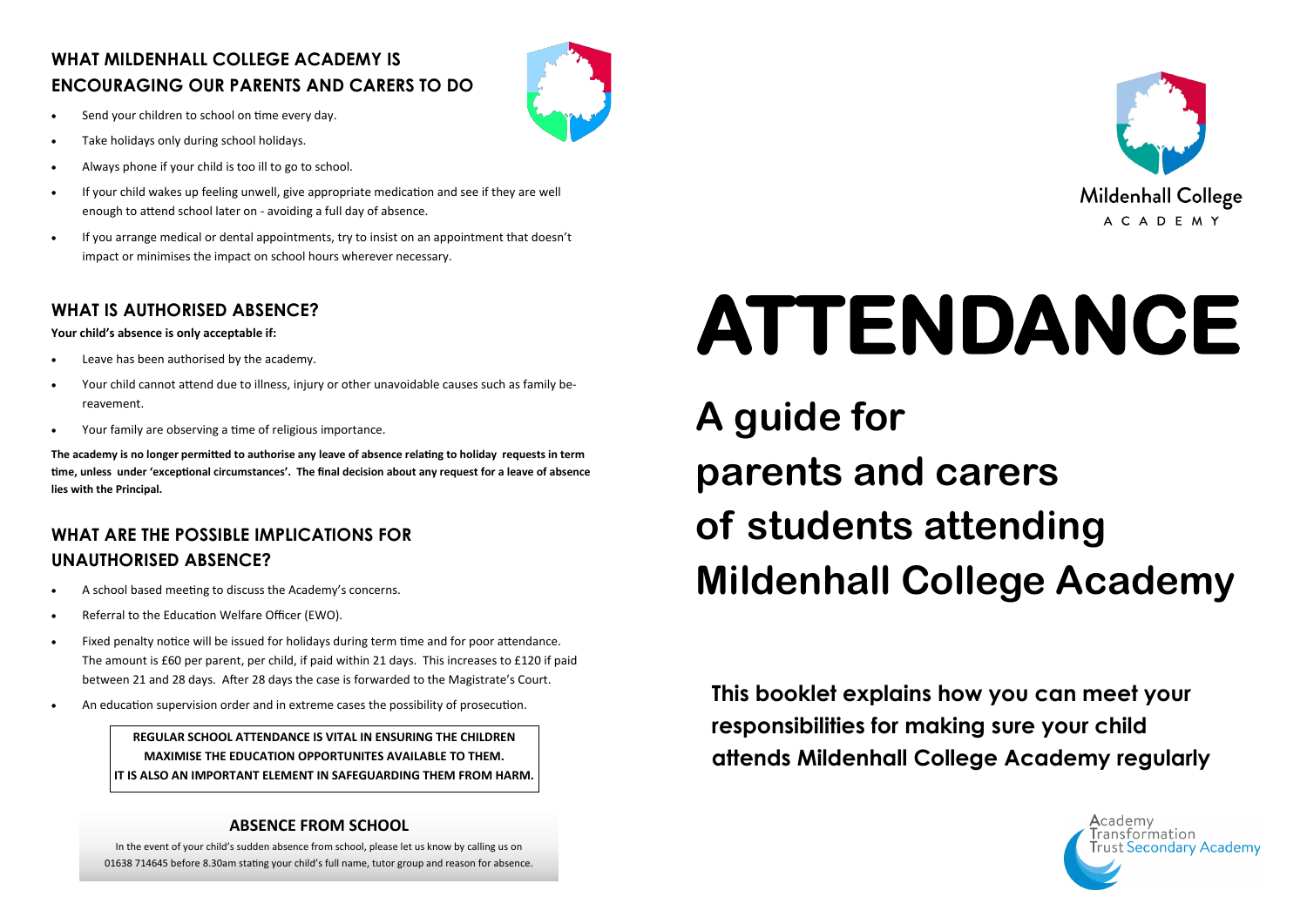## WHAT MILDENHALL COLLEGE ACADEMY IS ENCOURAGING OUR PARENTS AND CARERS TO DO

- Send your children to school on time every day.
- Take holidays only during school holidays.
- Always phone if your child is too ill to go to school.
- If your child wakes up feeling unwell, give appropriate medication and see if they are well enough to attend school later on - avoiding a full day of absence.
- If you arrange medical or dental appointments, try to insist on an appointment that doesn't impact or minimises the impact on school hours wherever necessary.

## WHAT IS AUTHORISED ABSENCE?

**Your child's absence is only acceptable if:**

- Leave has been authorised by the academy.
- Your child cannot attend due to illness, injury or other unavoidable causes such as family be-reavement.
- Your family are observing a time of religious importance.

**The academy is no longer permitted to authorise any leave of absence relating to holiday requests in term time, unless under 'exceptional circumstances'. The final decision about any request for a leave of absence lies with the Principal.**

## WHAT ARE THE POSSIBLE IMPLICATIONS FOR UNAUTHORISED ABSENCE?

- A school based meeting to discuss the Academy's concerns.
- Referral to the Education Welfare Officer (EWO).
- Fixed penalty notice will be issued for holidays during term time and for poor attendance. The amount is £60 per parent, per child, if paid within 21 days. This increases to £120 if paid between 21 and 28 days. After 28 days the case is forwarded to the Magistrate's Court.
- An education supervision order and in extreme cases the possibility of prosecution.

**REGULAR SCHOOL ATTENDANCE IS VITAL IN ENSURING THE CHILDREN MAXIMISE THE EDUCATION OPPORTUNITES AVAILABLE TO THEM. IT IS ALSO AN IMPORTANT ELEMENT IN SAFEGUARDING THEM FROM HARM.**

### ABSENCE FROM SCHOOL

In the event of your child's sudden absence from school, please let us know by calling us on 01638 714645 before 8.30am stating your child's full name, tutor group and reason for absence.

Mildenhall College ACADEMY

# ATTENDANCE

## A guide for parents and carers of students attending Mildenhall College Academy

**This booklet explains how you can meet your responsibilities for making sure your child attends Mildenhall College Academy regularly**

Academy Transformation Trust Secondary Academy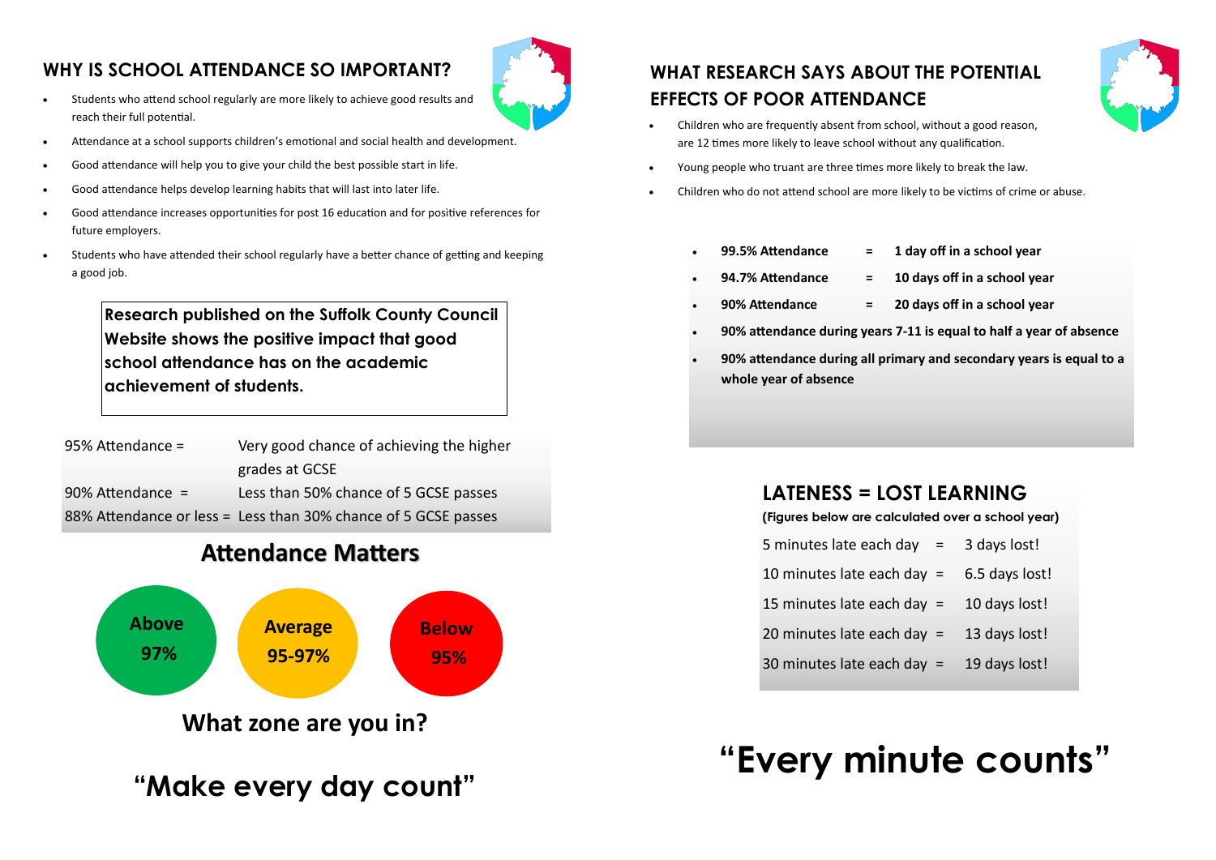## WHY IS SCHOOL ATTENDANCE SO IMPORTANT?

- Students who attend school regularly are more likely to achieve good results and reach their full potential.
- Attendance at a school supports children's emotional and social health and development.
- Good attendance will help you to give your child the best possible start in life.
- Good attendance helps develop learning habits that will last into later life.
- Good attendance increases opportunities for post 16 education and for positive references for future employers.
- Students who have attended their school regularly have a better chance of getting and keeping a good job.

**Research published on the Suffolk County Council Website shows the positive impact that good school attendance has on the academic achievement of students.**

| | |
|---|---|
| 95% Attendance = | Very good chance of achieving the higher grades at GCSE |
| 90% Attendance = | Less than 50% chance of 5 GCSE passes |
| 88% Attendance or less = | Less than 30% chance of 5 GCSE passes |

## Attendance Matters

**Above 97%**

**Average 95-97%**

**Below 95%**

**What zone are you in?**

# "Make every day count"

## WHAT RESEARCH SAYS ABOUT THE POTENTIAL EFFECTS OF POOR ATTENDANCE

- Children who are frequently absent from school, without a good reason, are 12 times more likely to leave school without any qualification.
- Young people who truant are three times more likely to break the law.
- Children who do not attend school are more likely to be victims of crime or abuse.

- **99.5% Attendance = 1 day off in a school year**
- **94.7% Attendance = 10 days off in a school year**
- **90% Attendance = 20 days off in a school year**
- **90% attendance during years 7-11 is equal to half a year of absence**
- **90% attendance during all primary and secondary years is equal to a whole year of absence**

## LATENESS = LOST LEARNING

**(Figures below are calculated over a school year)**

| | |
|---|---|
| 5 minutes late each day = | 3 days lost! |
| 10 minutes late each day = | 6.5 days lost! |
| 15 minutes late each day = | 10 days lost! |
| 20 minutes late each day = | 13 days lost! |
| 30 minutes late each day = | 19 days lost! |

# "Every minute counts"